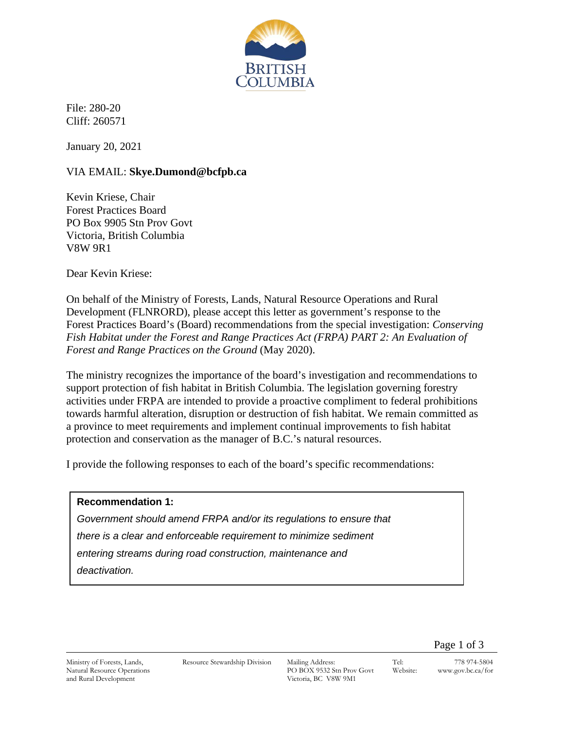File: 280-20
Cliff: 260571

January 20, 2021

VIA EMAIL: **Skye.Dumond@bcfpb.ca**

Kevin Kriese, Chair
Forest Practices Board
PO Box 9905 Stn Prov Govt
Victoria, British Columbia
V8W 9R1

Dear Kevin Kriese:

On behalf of the Ministry of Forests, Lands, Natural Resource Operations and Rural Development (FLNRORD), please accept this letter as government's response to the Forest Practices Board's (Board) recommendations from the special investigation: *Conserving Fish Habitat under the Forest and Range Practices Act (FRPA) PART 2: An Evaluation of Forest and Range Practices on the Ground* (May 2020).

The ministry recognizes the importance of the board's investigation and recommendations to support protection of fish habitat in British Columbia. The legislation governing forestry activities under FRPA are intended to provide a proactive compliment to federal prohibitions towards harmful alteration, disruption or destruction of fish habitat. We remain committed as a province to meet requirements and implement continual improvements to fish habitat protection and conservation as the manager of B.C.'s natural resources.

I provide the following responses to each of the board's specific recommendations:

> **Recommendation 1:**
>
> *Government should amend FRPA and/or its regulations to ensure that there is a clear and enforceable requirement to minimize sediment entering streams during road construction, maintenance and deactivation.*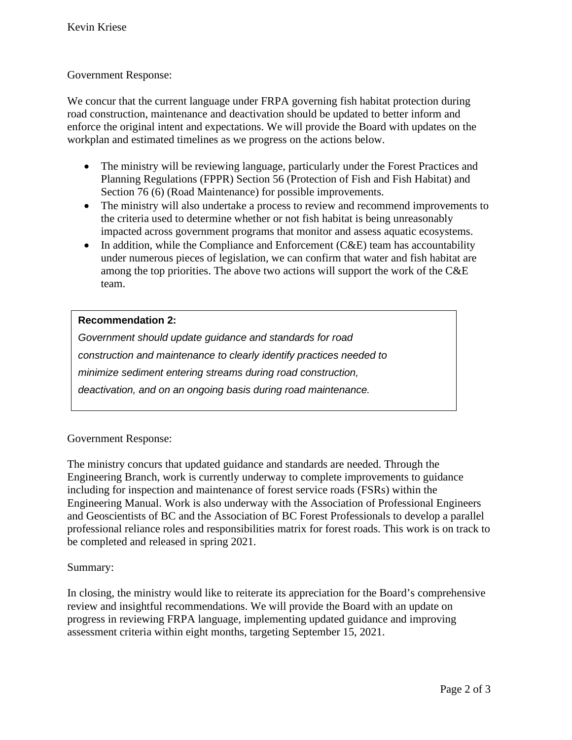Government Response:

We concur that the current language under FRPA governing fish habitat protection during road construction, maintenance and deactivation should be updated to better inform and enforce the original intent and expectations. We will provide the Board with updates on the workplan and estimated timelines as we progress on the actions below.

- The ministry will be reviewing language, particularly under the Forest Practices and Planning Regulations (FPPR) Section 56 (Protection of Fish and Fish Habitat) and Section 76 (6) (Road Maintenance) for possible improvements.
- The ministry will also undertake a process to review and recommend improvements to the criteria used to determine whether or not fish habitat is being unreasonably impacted across government programs that monitor and assess aquatic ecosystems.
- In addition, while the Compliance and Enforcement (C&E) team has accountability under numerous pieces of legislation, we can confirm that water and fish habitat are among the top priorities. The above two actions will support the work of the C&E team.

**Recommendation 2:**

*Government should update guidance and standards for road construction and maintenance to clearly identify practices needed to minimize sediment entering streams during road construction, deactivation, and on an ongoing basis during road maintenance.*

Government Response:

The ministry concurs that updated guidance and standards are needed. Through the Engineering Branch, work is currently underway to complete improvements to guidance including for inspection and maintenance of forest service roads (FSRs) within the Engineering Manual. Work is also underway with the Association of Professional Engineers and Geoscientists of BC and the Association of BC Forest Professionals to develop a parallel professional reliance roles and responsibilities matrix for forest roads. This work is on track to be completed and released in spring 2021.

Summary:

In closing, the ministry would like to reiterate its appreciation for the Board's comprehensive review and insightful recommendations. We will provide the Board with an update on progress in reviewing FRPA language, implementing updated guidance and improving assessment criteria within eight months, targeting September 15, 2021.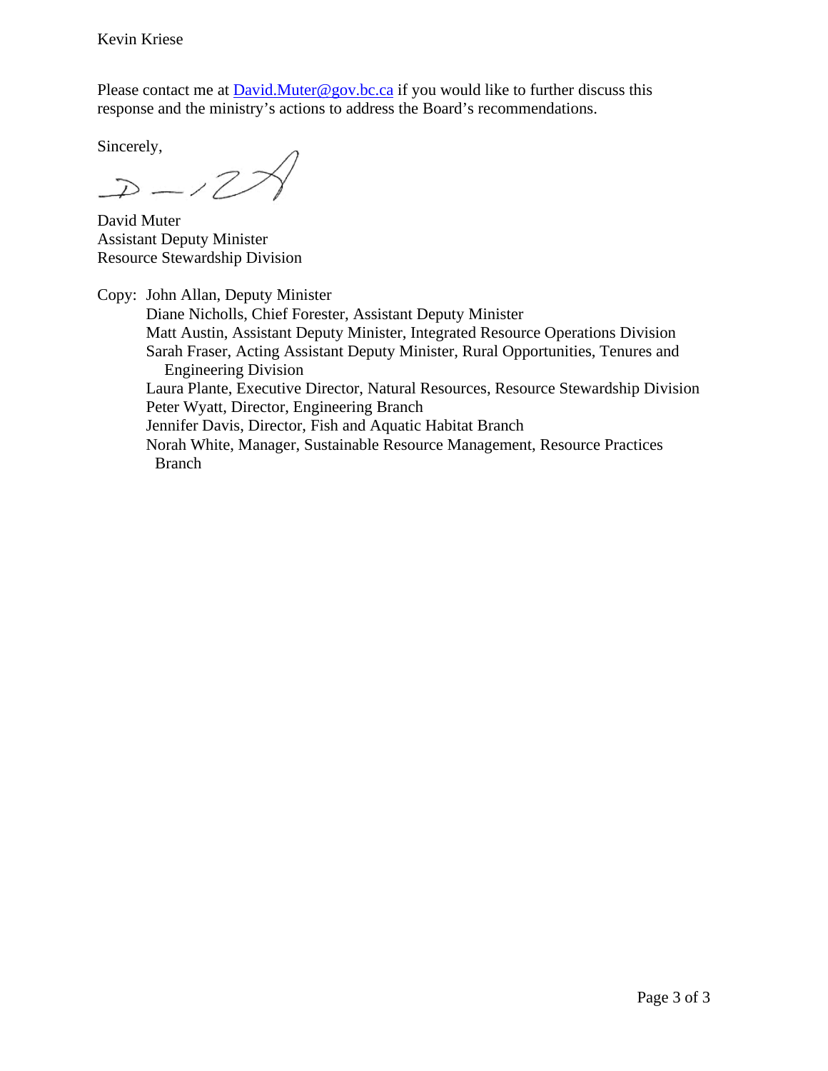Kevin Kriese

Please contact me at David.Muter@gov.bc.ca if you would like to further discuss this response and the ministry's actions to address the Board's recommendations.

Sincerely,

David Muter
Assistant Deputy Minister
Resource Stewardship Division

Copy: John Allan, Deputy Minister
Diane Nicholls, Chief Forester, Assistant Deputy Minister
Matt Austin, Assistant Deputy Minister, Integrated Resource Operations Division
Sarah Fraser, Acting Assistant Deputy Minister, Rural Opportunities, Tenures and Engineering Division
Laura Plante, Executive Director, Natural Resources, Resource Stewardship Division
Peter Wyatt, Director, Engineering Branch
Jennifer Davis, Director, Fish and Aquatic Habitat Branch
Norah White, Manager, Sustainable Resource Management, Resource Practices Branch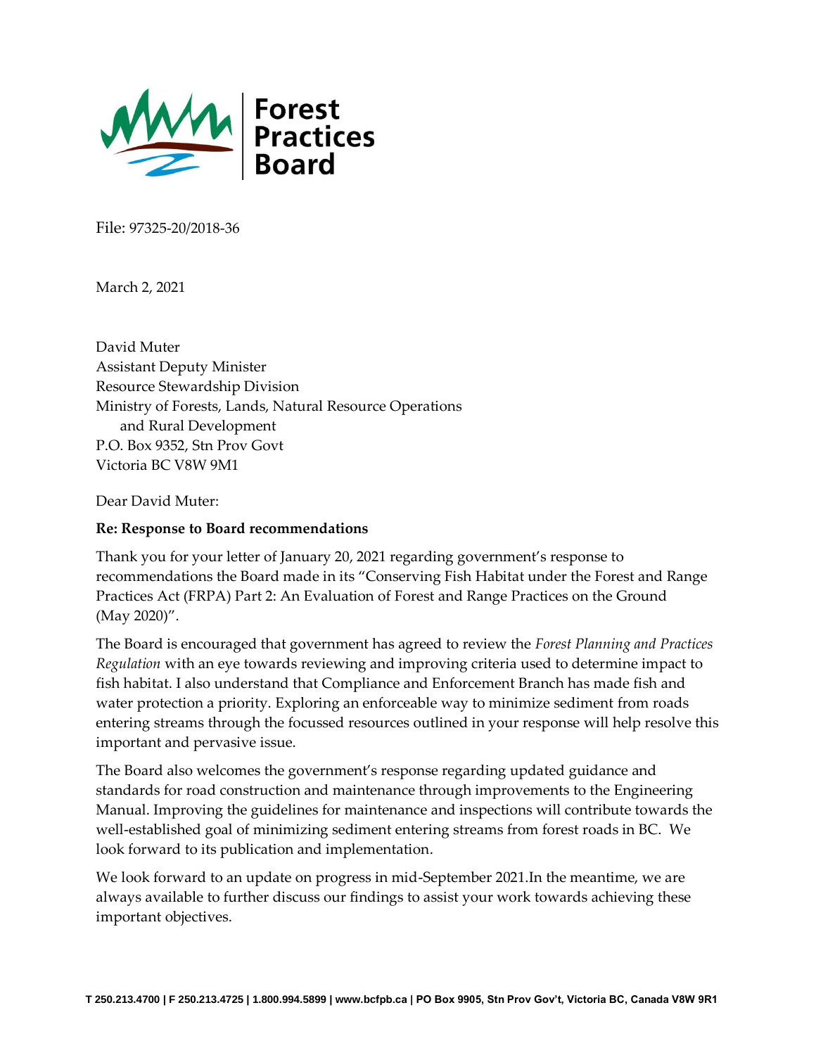File: 97325-20/2018-36

March 2, 2021

David Muter  
Assistant Deputy Minister  
Resource Stewardship Division  
Ministry of Forests, Lands, Natural Resource Operations  
and Rural Development  
P.O. Box 9352, Stn Prov Govt  
Victoria BC V8W 9M1

Dear David Muter:

**Re: Response to Board recommendations**

Thank you for your letter of January 20, 2021 regarding government's response to recommendations the Board made in its "Conserving Fish Habitat under the Forest and Range Practices Act (FRPA) Part 2: An Evaluation of Forest and Range Practices on the Ground (May 2020)".

The Board is encouraged that government has agreed to review the *Forest Planning and Practices Regulation* with an eye towards reviewing and improving criteria used to determine impact to fish habitat. I also understand that Compliance and Enforcement Branch has made fish and water protection a priority. Exploring an enforceable way to minimize sediment from roads entering streams through the focussed resources outlined in your response will help resolve this important and pervasive issue.

The Board also welcomes the government's response regarding updated guidance and standards for road construction and maintenance through improvements to the Engineering Manual. Improving the guidelines for maintenance and inspections will contribute towards the well-established goal of minimizing sediment entering streams from forest roads in BC. We look forward to its publication and implementation.

We look forward to an update on progress in mid-September 2021.In the meantime, we are always available to further discuss our findings to assist your work towards achieving these important objectives.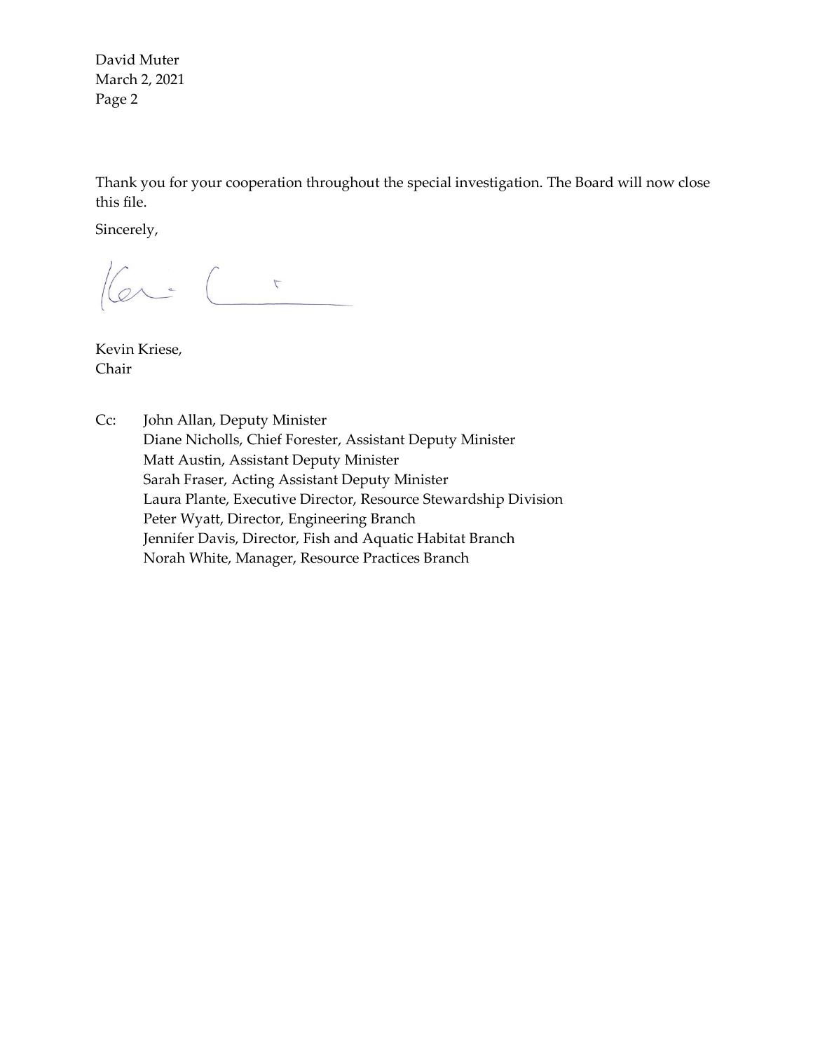Thank you for your cooperation throughout the special investigation. The Board will now close this file.

Sincerely,

Kevin Kriese,
Chair

Cc: John Allan, Deputy Minister
Diane Nicholls, Chief Forester, Assistant Deputy Minister
Matt Austin, Assistant Deputy Minister
Sarah Fraser, Acting Assistant Deputy Minister
Laura Plante, Executive Director, Resource Stewardship Division
Peter Wyatt, Director, Engineering Branch
Jennifer Davis, Director, Fish and Aquatic Habitat Branch
Norah White, Manager, Resource Practices Branch